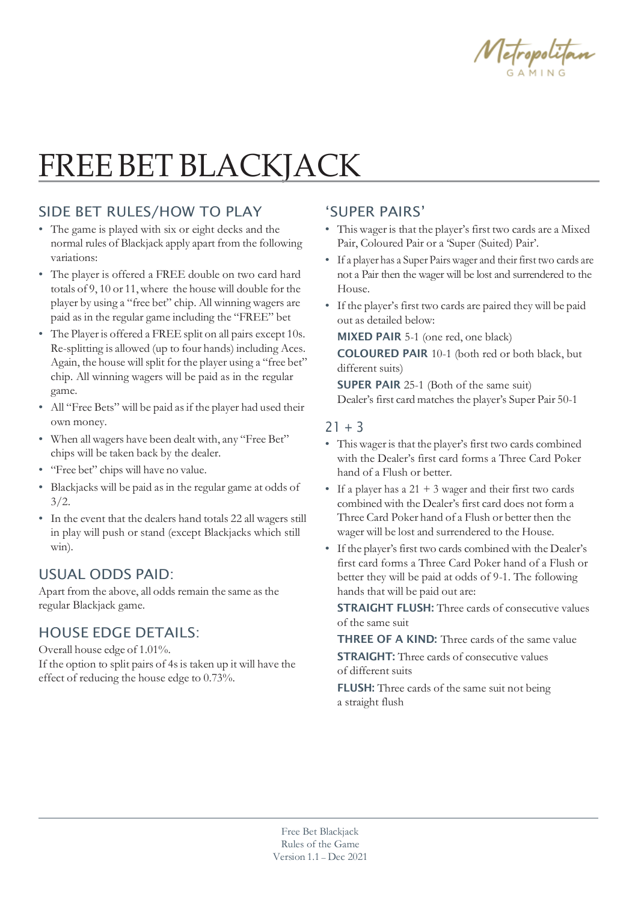# FREE BET BLACKJACK

## SIDE BET RULES/HOW TO PLAY

- The game is played with six or eight decks and the normal rules of Blackjack apply apart from the following variations:
- The player is offered a FREE double on two card hard totals of 9, 10 or 11, where the house will double for the player by using a "free bet" chip. All winning wagers are paid as in the regular game including the "FREE" bet
- The Player is offered a FREE split on all pairs except 10s. Re-splitting is allowed (up to four hands) including Aces. Again, the house will split for the player using a "free bet" chip. All winning wagers will be paid as in the regular game.
- All "Free Bets" will be paid as if the player had used their own money.
- When all wagers have been dealt with, any "Free Bet" chips will be taken back by the dealer.
- "Free bet" chips will have no value.
- Blackjacks will be paid as in the regular game at odds of 3/2.
- In the event that the dealers hand totals 22 all wagers still in play will push or stand (except Blackjacks which still win).

## USUAL ODDS PAID:

Apart from the above, all odds remain the same as the regular Blackjack game.

## HOUSE EDGE DETAILS:

Overall house edge of 1.01%.
If the option to split pairs of 4s is taken up it will have the effect of reducing the house edge to 0.73%.

## 'SUPER PAIRS'

- This wager is that the player's first two cards are a Mixed Pair, Coloured Pair or a 'Super (Suited) Pair'.
- If a player has a Super Pairs wager and their first two cards are not a Pair then the wager will be lost and surrendered to the House.
- If the player's first two cards are paired they will be paid out as detailed below:

  **MIXED PAIR** 5-1 (one red, one black)

  **COLOURED PAIR** 10-1 (both red or both black, but different suits)

  **SUPER PAIR** 25-1 (Both of the same suit)
  Dealer's first card matches the player's Super Pair 50-1

## 21 + 3

- This wager is that the player's first two cards combined with the Dealer's first card forms a Three Card Poker hand of a Flush or better.
- If a player has a 21 + 3 wager and their first two cards combined with the Dealer's first card does not form a Three Card Poker hand of a Flush or better then the wager will be lost and surrendered to the House.
- If the player's first two cards combined with the Dealer's first card forms a Three Card Poker hand of a Flush or better they will be paid at odds of 9-1. The following hands that will be paid out are:

  **STRAIGHT FLUSH:** Three cards of consecutive values of the same suit

  **THREE OF A KIND:** Three cards of the same value

  **STRAIGHT:** Three cards of consecutive values of different suits

  **FLUSH:** Three cards of the same suit not being a straight flush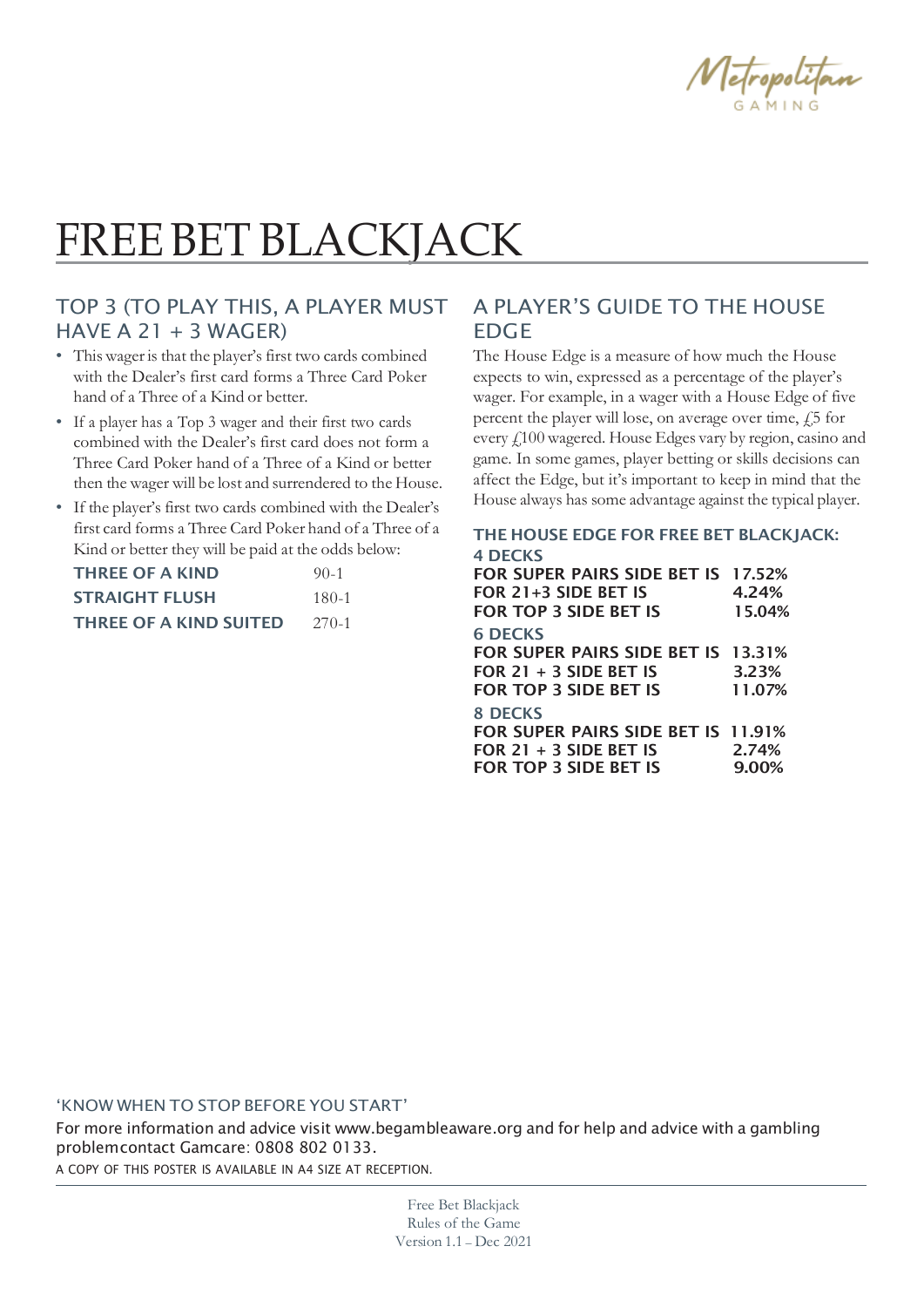# FREE BET BLACKJACK

## TOP 3 (TO PLAY THIS, A PLAYER MUST HAVE A 21 + 3 WAGER)

- This wager is that the player's first two cards combined with the Dealer's first card forms a Three Card Poker hand of a Three of a Kind or better.
- If a player has a Top 3 wager and their first two cards combined with the Dealer's first card does not form a Three Card Poker hand of a Three of a Kind or better then the wager will be lost and surrendered to the House.
- If the player's first two cards combined with the Dealer's first card forms a Three Card Poker hand of a Three of a Kind or better they will be paid at the odds below:

| | |
|---|---|
| **THREE OF A KIND** | 90-1 |
| **STRAIGHT FLUSH** | 180-1 |
| **THREE OF A KIND SUITED** | 270-1 |

## A PLAYER'S GUIDE TO THE HOUSE EDGE

The House Edge is a measure of how much the House expects to win, expressed as a percentage of the player's wager. For example, in a wager with a House Edge of five percent the player will lose, on average over time, £5 for every £100 wagered. House Edges vary by region, casino and game. In some games, player betting or skills decisions can affect the Edge, but it's important to keep in mind that the House always has some advantage against the typical player.

### THE HOUSE EDGE FOR FREE BET BLACKJACK:

**4 DECKS**

| | |
|---|---|
| **FOR SUPER PAIRS SIDE BET IS** | **17.52%** |
| **FOR 21+3 SIDE BET IS** | **4.24%** |
| **FOR TOP 3 SIDE BET IS** | **15.04%** |

**6 DECKS**

| | |
|---|---|
| **FOR SUPER PAIRS SIDE BET IS** | **13.31%** |
| **FOR 21 + 3 SIDE BET IS** | **3.23%** |
| **FOR TOP 3 SIDE BET IS** | **11.07%** |

**8 DECKS**

| | |
|---|---|
| **FOR SUPER PAIRS SIDE BET IS** | **11.91%** |
| **FOR 21 + 3 SIDE BET IS** | **2.74%** |
| **FOR TOP 3 SIDE BET IS** | **9.00%** |

'KNOW WHEN TO STOP BEFORE YOU START'

For more information and advice visit www.begambleaware.org and for help and advice with a gambling problemcontact Gamcare: 0808 802 0133.

A COPY OF THIS POSTER IS AVAILABLE IN A4 SIZE AT RECEPTION.